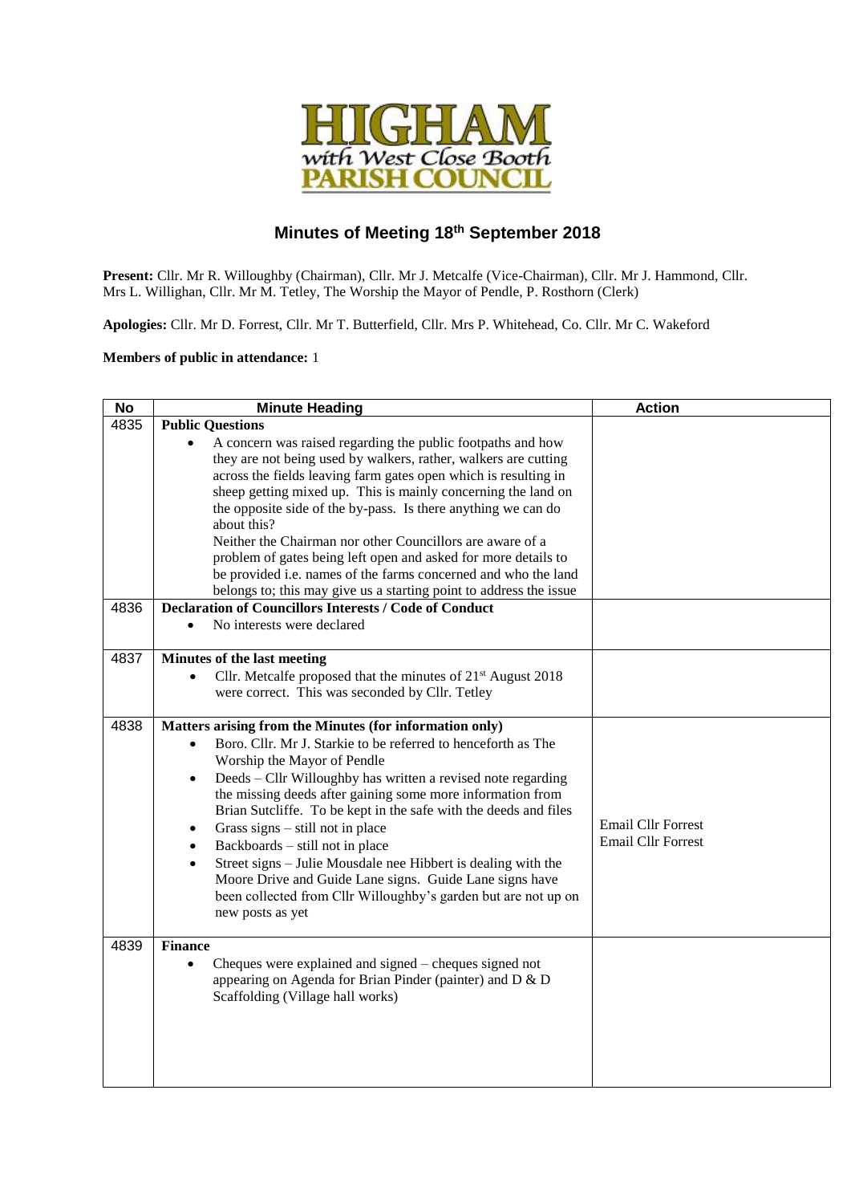# HIGHAM with West Close Booth PARISH COUNCIL

## Minutes of Meeting 18th September 2018

**Present:** Cllr. Mr R. Willoughby (Chairman), Cllr. Mr J. Metcalfe (Vice-Chairman), Cllr. Mr J. Hammond, Cllr. Mrs L. Willighan, Cllr. Mr M. Tetley, The Worship the Mayor of Pendle, P. Rosthorn (Clerk)

**Apologies:** Cllr. Mr D. Forrest, Cllr. Mr T. Butterfield, Cllr. Mrs P. Whitehead, Co. Cllr. Mr C. Wakeford

**Members of public in attendance:** 1

| No | Minute Heading | Action |
|---|---|---|
| 4835 | **Public Questions**<br>• A concern was raised regarding the public footpaths and how they are not being used by walkers, rather, walkers are cutting across the fields leaving farm gates open which is resulting in sheep getting mixed up. This is mainly concerning the land on the opposite side of the by-pass. Is there anything we can do about this?<br>Neither the Chairman nor other Councillors are aware of a problem of gates being left open and asked for more details to be provided i.e. names of the farms concerned and who the land belongs to; this may give us a starting point to address the issue | |
| 4836 | **Declaration of Councillors Interests / Code of Conduct**<br>• No interests were declared | |
| 4837 | **Minutes of the last meeting**<br>• Cllr. Metcalfe proposed that the minutes of 21st August 2018 were correct. This was seconded by Cllr. Tetley | |
| 4838 | **Matters arising from the Minutes (for information only)**<br>• Boro. Cllr. Mr J. Starkie to be referred to henceforth as The Worship the Mayor of Pendle<br>• Deeds – Cllr Willoughby has written a revised note regarding the missing deeds after gaining some more information from Brian Sutcliffe. To be kept in the safe with the deeds and files<br>• Grass signs – still not in place<br>• Backboards – still not in place<br>• Street signs – Julie Mousdale nee Hibbert is dealing with the Moore Drive and Guide Lane signs. Guide Lane signs have been collected from Cllr Willoughby's garden but are not up on new posts as yet | Email Cllr Forrest<br>Email Cllr Forrest |
| 4839 | **Finance**<br>• Cheques were explained and signed – cheques signed not appearing on Agenda for Brian Pinder (painter) and D & D Scaffolding (Village hall works) | |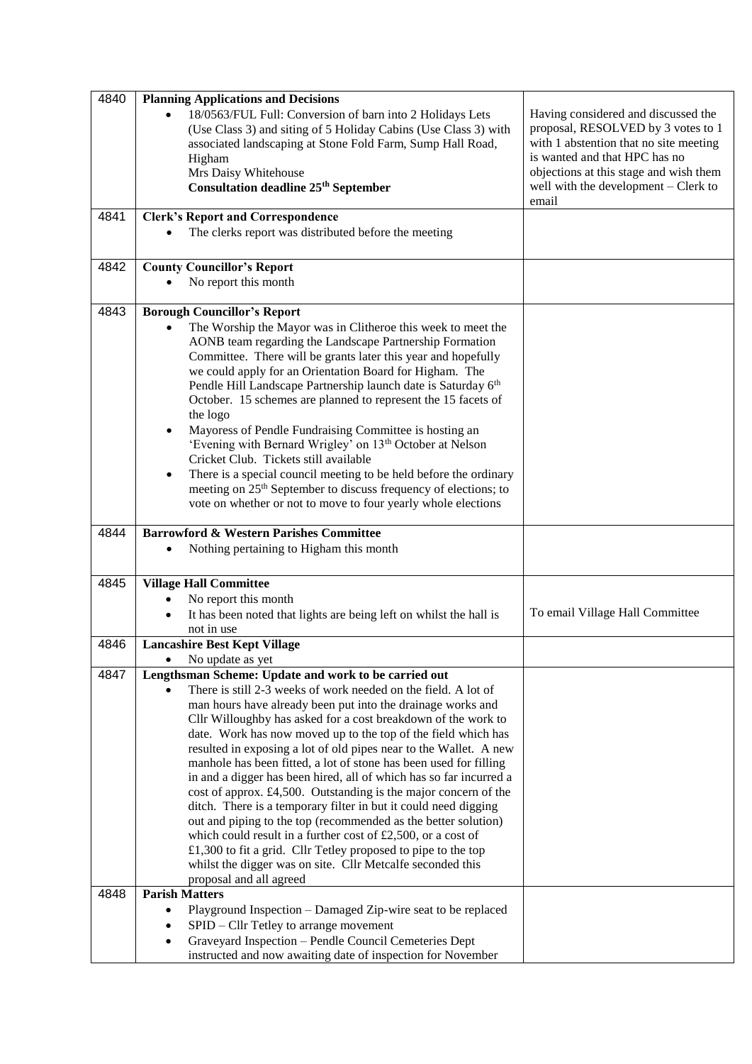| | | |
|---|---|---|
| 4840 | **Planning Applications and Decisions**<br>• 18/0563/FUL Full: Conversion of barn into 2 Holidays Lets (Use Class 3) and siting of 5 Holiday Cabins (Use Class 3) with associated landscaping at Stone Fold Farm, Sump Hall Road, Higham<br>Mrs Daisy Whitehouse<br>**Consultation deadline 25th September** | Having considered and discussed the proposal, RESOLVED by 3 votes to 1 with 1 abstention that no site meeting is wanted and that HPC has no objections at this stage and wish them well with the development – Clerk to email |
| 4841 | **Clerk's Report and Correspondence**<br>• The clerks report was distributed before the meeting | |
| 4842 | **County Councillor's Report**<br>• No report this month | |
| 4843 | **Borough Councillor's Report**<br>• The Worship the Mayor was in Clitheroe this week to meet the AONB team regarding the Landscape Partnership Formation Committee. There will be grants later this year and hopefully we could apply for an Orientation Board for Higham. The Pendle Hill Landscape Partnership launch date is Saturday 6th October. 15 schemes are planned to represent the 15 facets of the logo<br>• Mayoress of Pendle Fundraising Committee is hosting an 'Evening with Bernard Wrigley' on 13th October at Nelson Cricket Club. Tickets still available<br>• There is a special council meeting to be held before the ordinary meeting on 25th September to discuss frequency of elections; to vote on whether or not to move to four yearly whole elections | |
| 4844 | **Barrowford & Western Parishes Committee**<br>• Nothing pertaining to Higham this month | |
| 4845 | **Village Hall Committee**<br>• No report this month<br>• It has been noted that lights are being left on whilst the hall is not in use | To email Village Hall Committee |
| 4846 | **Lancashire Best Kept Village**<br>• No update as yet | |
| 4847 | **Lengthsman Scheme: Update and work to be carried out**<br>• There is still 2-3 weeks of work needed on the field. A lot of man hours have already been put into the drainage works and Cllr Willoughby has asked for a cost breakdown of the work to date. Work has now moved up to the top of the field which has resulted in exposing a lot of old pipes near to the Wallet. A new manhole has been fitted, a lot of stone has been used for filling in and a digger has been hired, all of which has so far incurred a cost of approx. £4,500. Outstanding is the major concern of the ditch. There is a temporary filter in but it could need digging out and piping to the top (recommended as the better solution) which could result in a further cost of £2,500, or a cost of £1,300 to fit a grid. Cllr Tetley proposed to pipe to the top whilst the digger was on site. Cllr Metcalfe seconded this proposal and all agreed | |
| 4848 | **Parish Matters**<br>• Playground Inspection – Damaged Zip-wire seat to be replaced<br>• SPID – Cllr Tetley to arrange movement<br>• Graveyard Inspection – Pendle Council Cemeteries Dept instructed and now awaiting date of inspection for November | |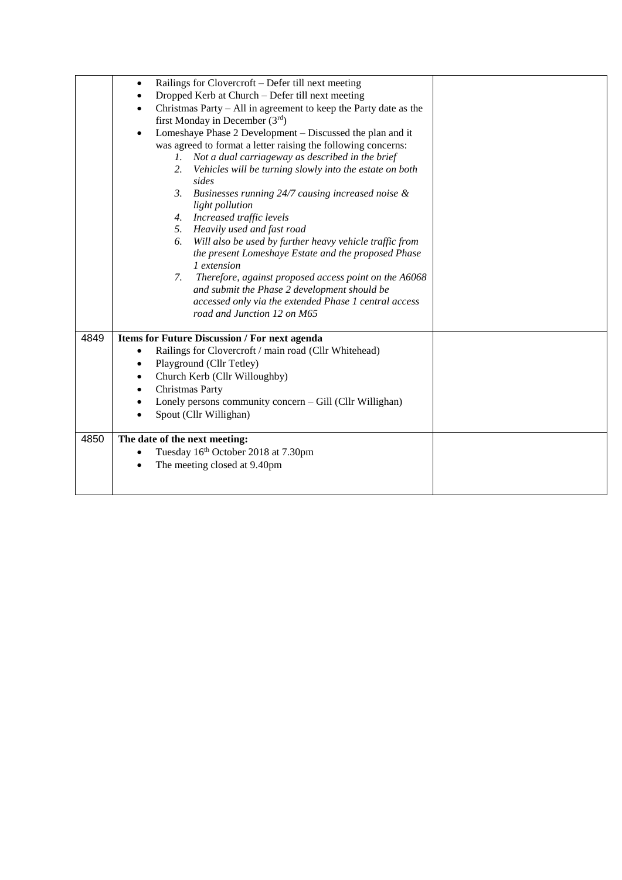| | | |
|---|---|---|
| | • Railings for Clovercroft – Defer till next meeting<br>• Dropped Kerb at Church – Defer till next meeting<br>• Christmas Party – All in agreement to keep the Party date as the first Monday in December (3rd)<br>• Lomeshaye Phase 2 Development – Discussed the plan and it was agreed to format a letter raising the following concerns:<br>1. *Not a dual carriageway as described in the brief*<br>2. *Vehicles will be turning slowly into the estate on both sides*<br>3. *Businesses running 24/7 causing increased noise & light pollution*<br>4. *Increased traffic levels*<br>5. *Heavily used and fast road*<br>6. *Will also be used by further heavy vehicle traffic from the present Lomeshaye Estate and the proposed Phase 1 extension*<br>7. *Therefore, against proposed access point on the A6068 and submit the Phase 2 development should be accessed only via the extended Phase 1 central access road and Junction 12 on M65* | |
| 4849 | **Items for Future Discussion / For next agenda**<br>• Railings for Clovercroft / main road (Cllr Whitehead)<br>• Playground (Cllr Tetley)<br>• Church Kerb (Cllr Willoughby)<br>• Christmas Party<br>• Lonely persons community concern – Gill (Cllr Willighan)<br>• Spout (Cllr Willighan) | |
| 4850 | **The date of the next meeting:**<br>• Tuesday 16th October 2018 at 7.30pm<br>• The meeting closed at 9.40pm | |